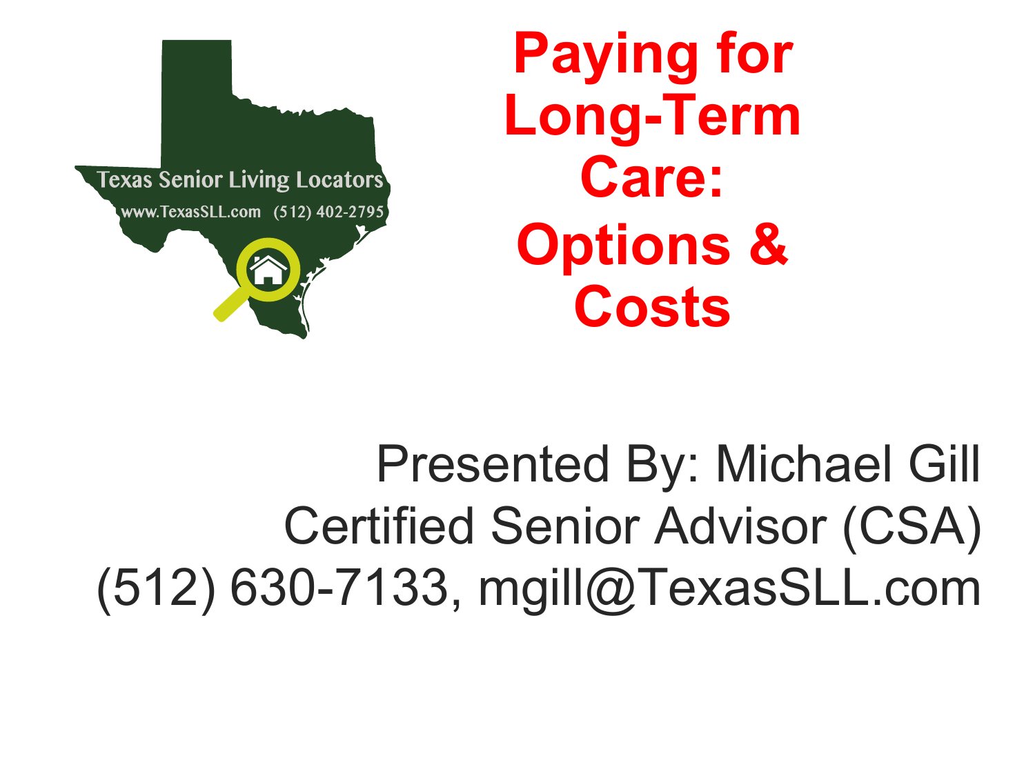Texas Senior Living Locators

www.TexasSLL.com (512) 402-2795

# Paying for Long-Term Care: Options & Costs

Presented By: Michael Gill

Certified Senior Advisor (CSA)

(512) 630-7133, mgill@TexasSLL.com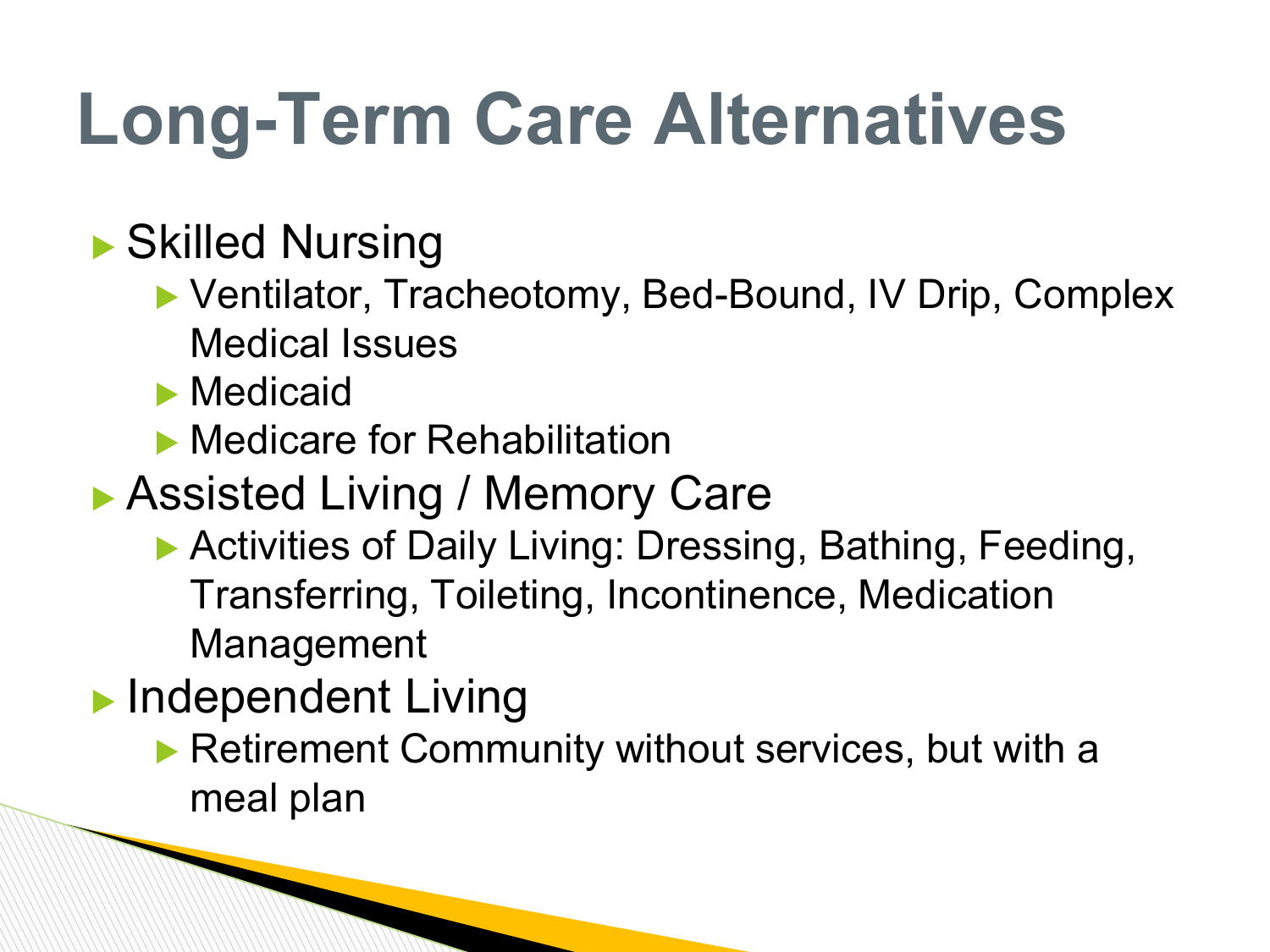# Long-Term Care Alternatives

- Skilled Nursing
  - Ventilator, Tracheotomy, Bed-Bound, IV Drip, Complex Medical Issues
  - Medicaid
  - Medicare for Rehabilitation
- Assisted Living / Memory Care
  - Activities of Daily Living: Dressing, Bathing, Feeding, Transferring, Toileting, Incontinence, Medication Management
- Independent Living
  - Retirement Community without services, but with a meal plan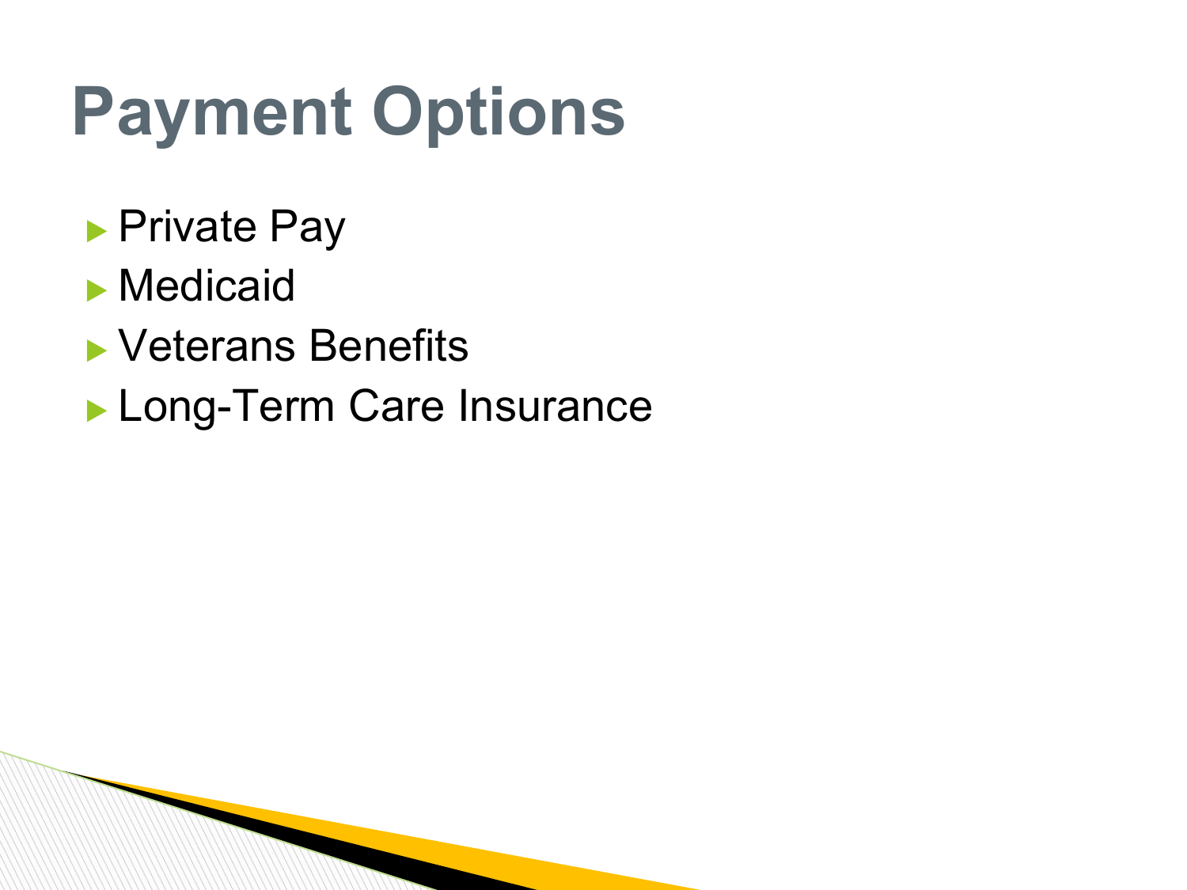# Payment Options

- Private Pay
- Medicaid
- Veterans Benefits
- Long-Term Care Insurance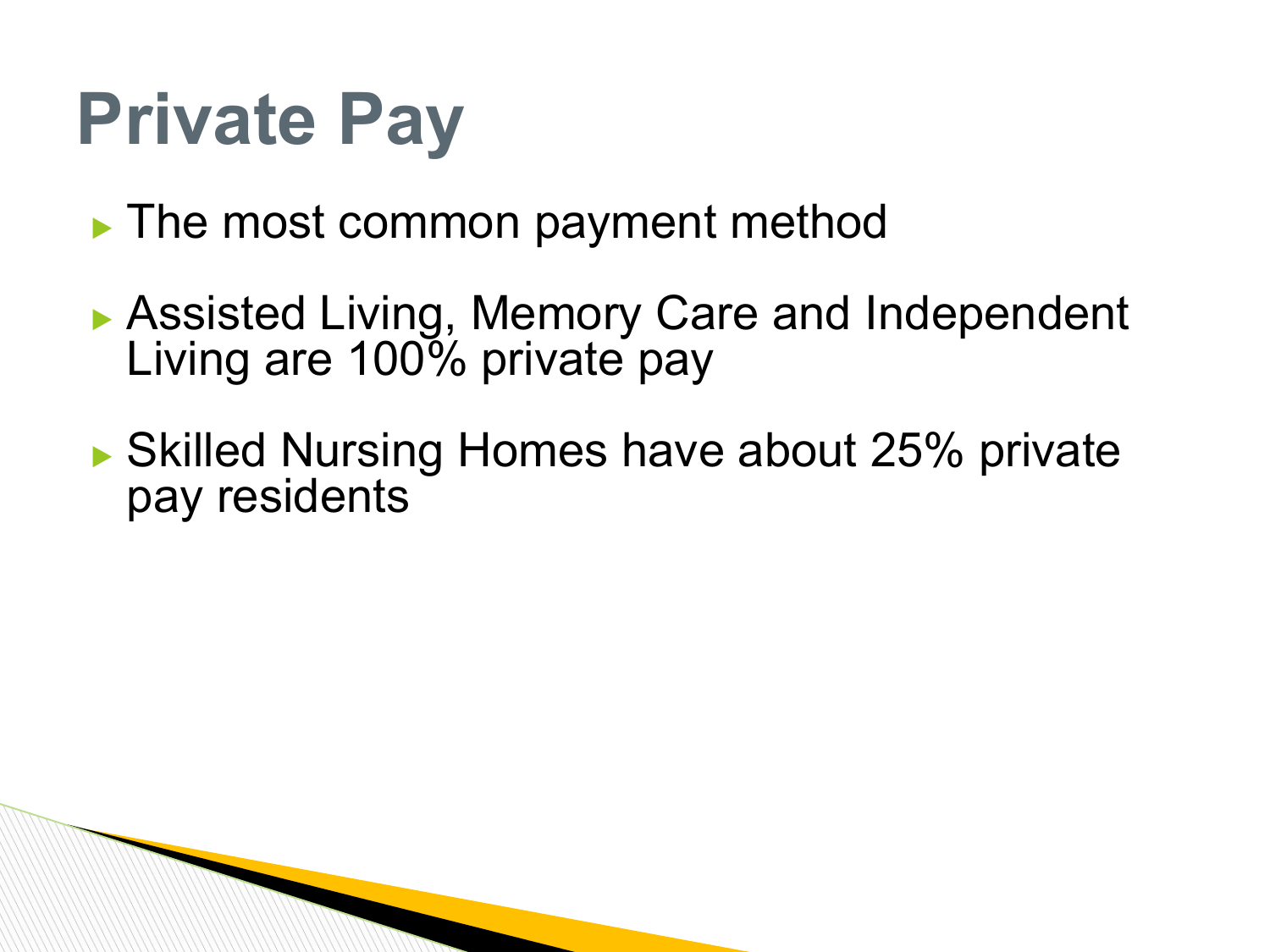# Private Pay

- The most common payment method
- Assisted Living, Memory Care and Independent Living are 100% private pay
- Skilled Nursing Homes have about 25% private pay residents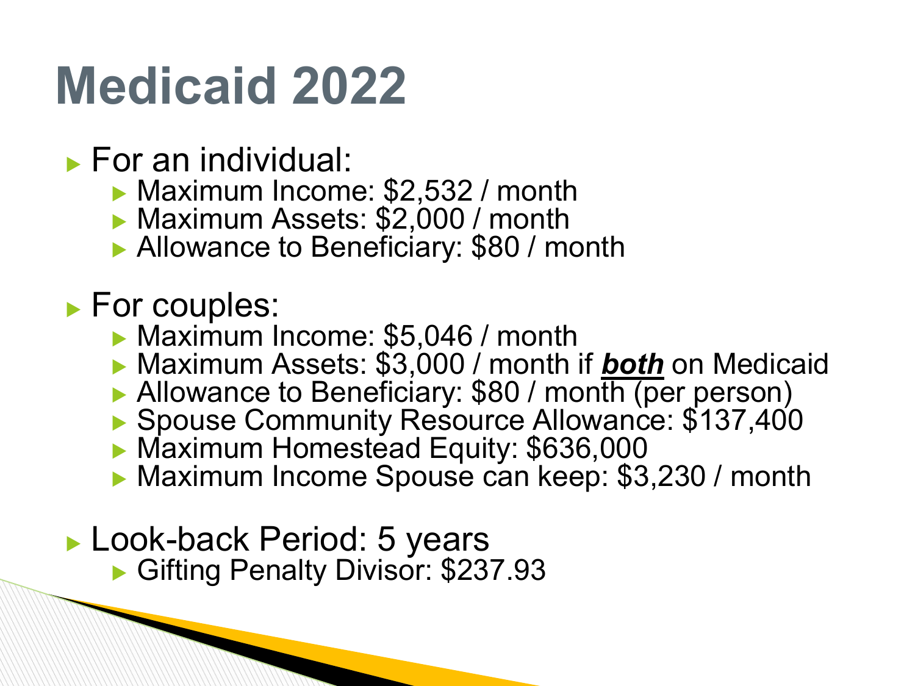# Medicaid 2022

- For an individual:
  - Maximum Income: $2,532 / month
  - Maximum Assets: $2,000 / month
  - Allowance to Beneficiary: $80 / month

- For couples:
  - Maximum Income: $5,046 / month
  - Maximum Assets: $3,000 / month if <u>***both***</u> on Medicaid
  - Allowance to Beneficiary: $80 / month (per person)
  - Spouse Community Resource Allowance: $137,400
  - Maximum Homestead Equity: $636,000
  - Maximum Income Spouse can keep: $3,230 / month

- Look-back Period: 5 years
  - Gifting Penalty Divisor: $237.93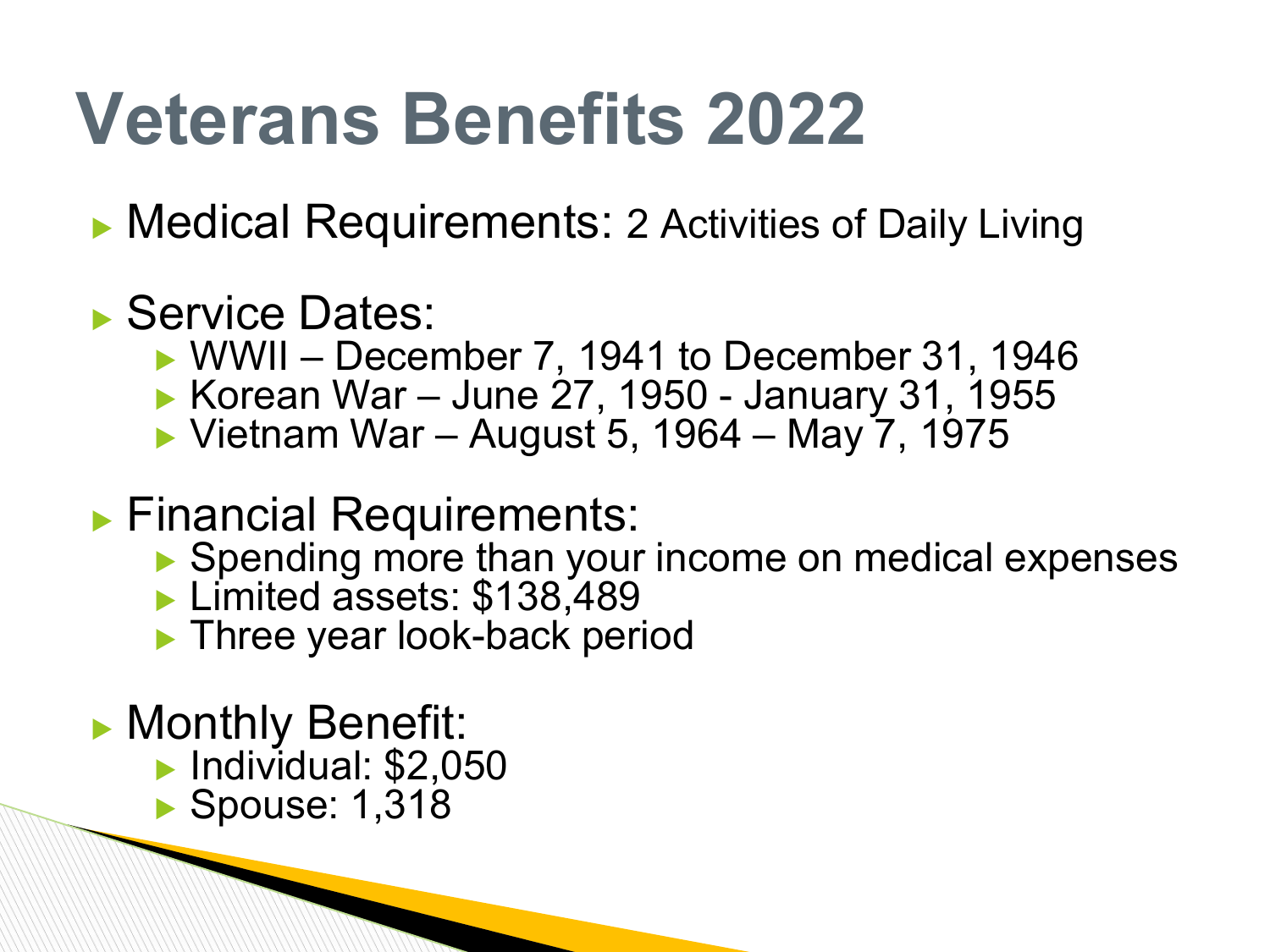# Veterans Benefits 2022

- Medical Requirements: 2 Activities of Daily Living
- Service Dates:
  - WWII – December 7, 1941 to December 31, 1946
  - Korean War – June 27, 1950 - January 31, 1955
  - Vietnam War – August 5, 1964 – May 7, 1975
- Financial Requirements:
  - Spending more than your income on medical expenses
  - Limited assets: $138,489
  - Three year look-back period
- Monthly Benefit:
  - Individual: $2,050
  - Spouse: 1,318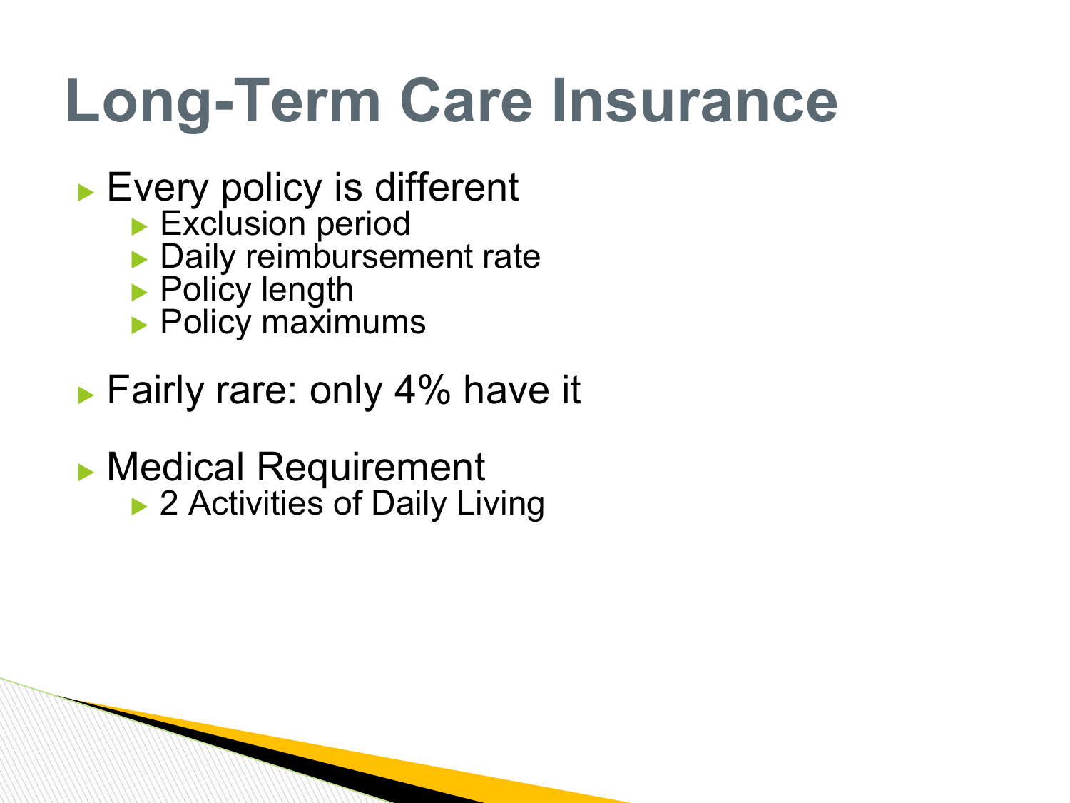# Long-Term Care Insurance

- Every policy is different
  - Exclusion period
  - Daily reimbursement rate
  - Policy length
  - Policy maximums
- Fairly rare: only 4% have it
- Medical Requirement
  - 2 Activities of Daily Living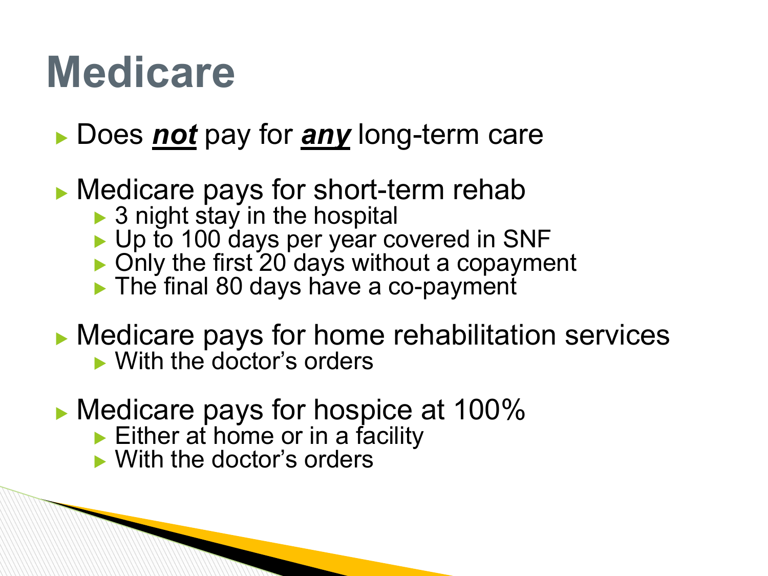# Medicare

- Does ***not*** pay for ***any*** long-term care
- Medicare pays for short-term rehab
  - 3 night stay in the hospital
  - Up to 100 days per year covered in SNF
  - Only the first 20 days without a copayment
  - The final 80 days have a co-payment
- Medicare pays for home rehabilitation services
  - With the doctor's orders
- Medicare pays for hospice at 100%
  - Either at home or in a facility
  - With the doctor's orders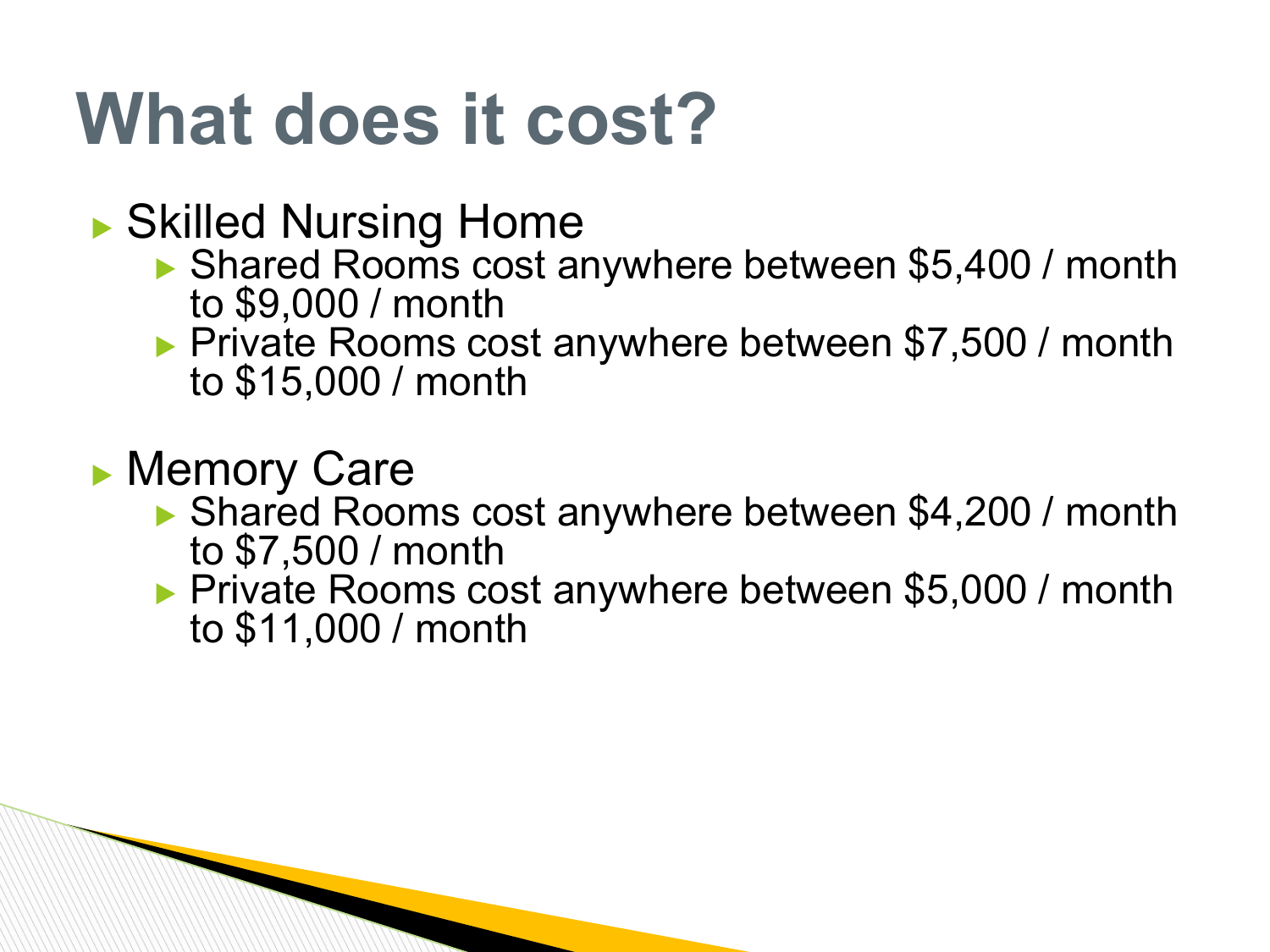# What does it cost?

- Skilled Nursing Home
  - Shared Rooms cost anywhere between $5,400 / month to $9,000 / month
  - Private Rooms cost anywhere between $7,500 / month to $15,000 / month

- Memory Care
  - Shared Rooms cost anywhere between $4,200 / month to $7,500 / month
  - Private Rooms cost anywhere between $5,000 / month to $11,000 / month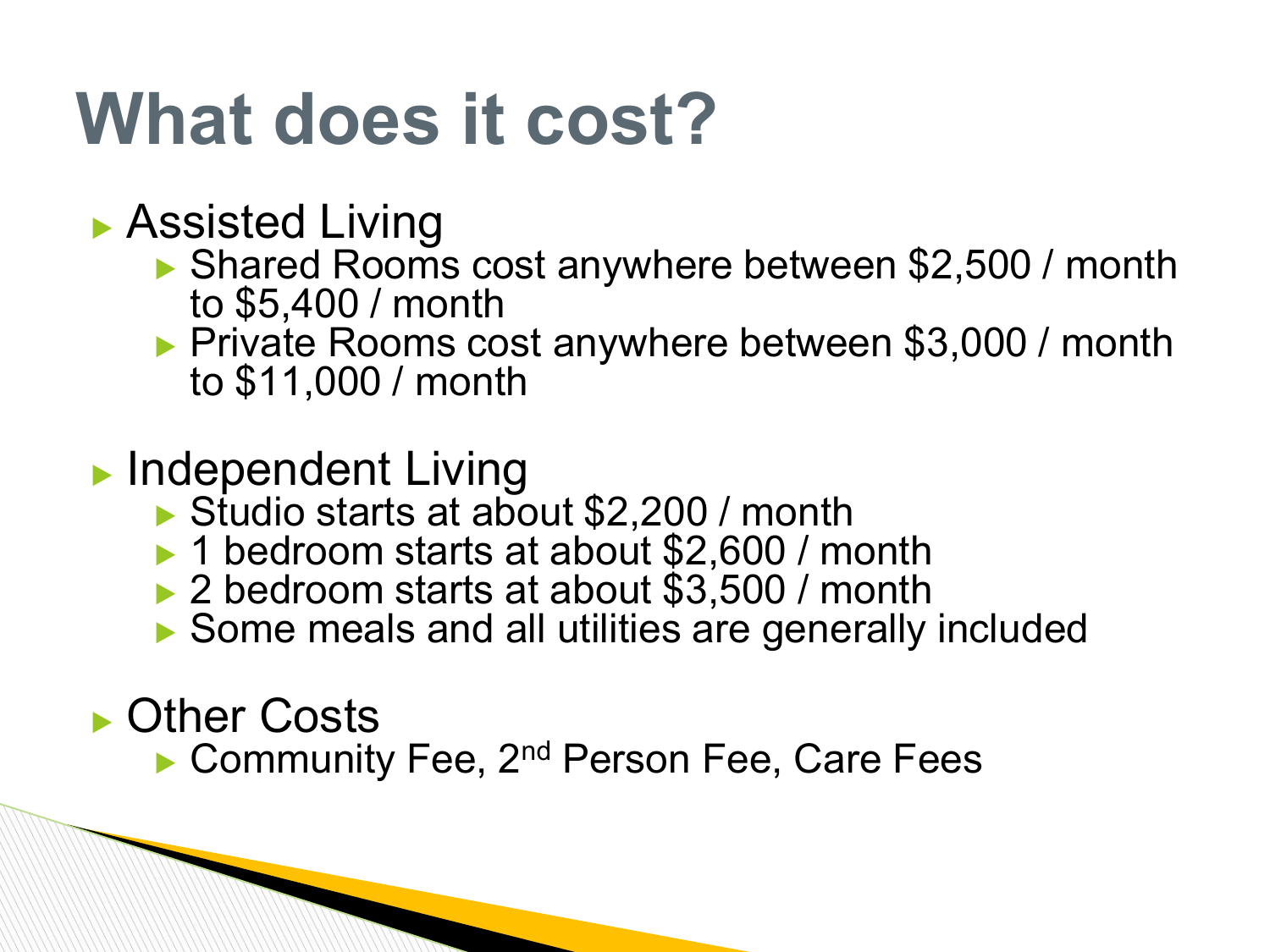# What does it cost?

- Assisted Living
  - Shared Rooms cost anywhere between $2,500 / month to $5,400 / month
  - Private Rooms cost anywhere between $3,000 / month to $11,000 / month
- Independent Living
  - Studio starts at about $2,200 / month
  - 1 bedroom starts at about $2,600 / month
  - 2 bedroom starts at about $3,500 / month
  - Some meals and all utilities are generally included
- Other Costs
  - Community Fee, 2nd Person Fee, Care Fees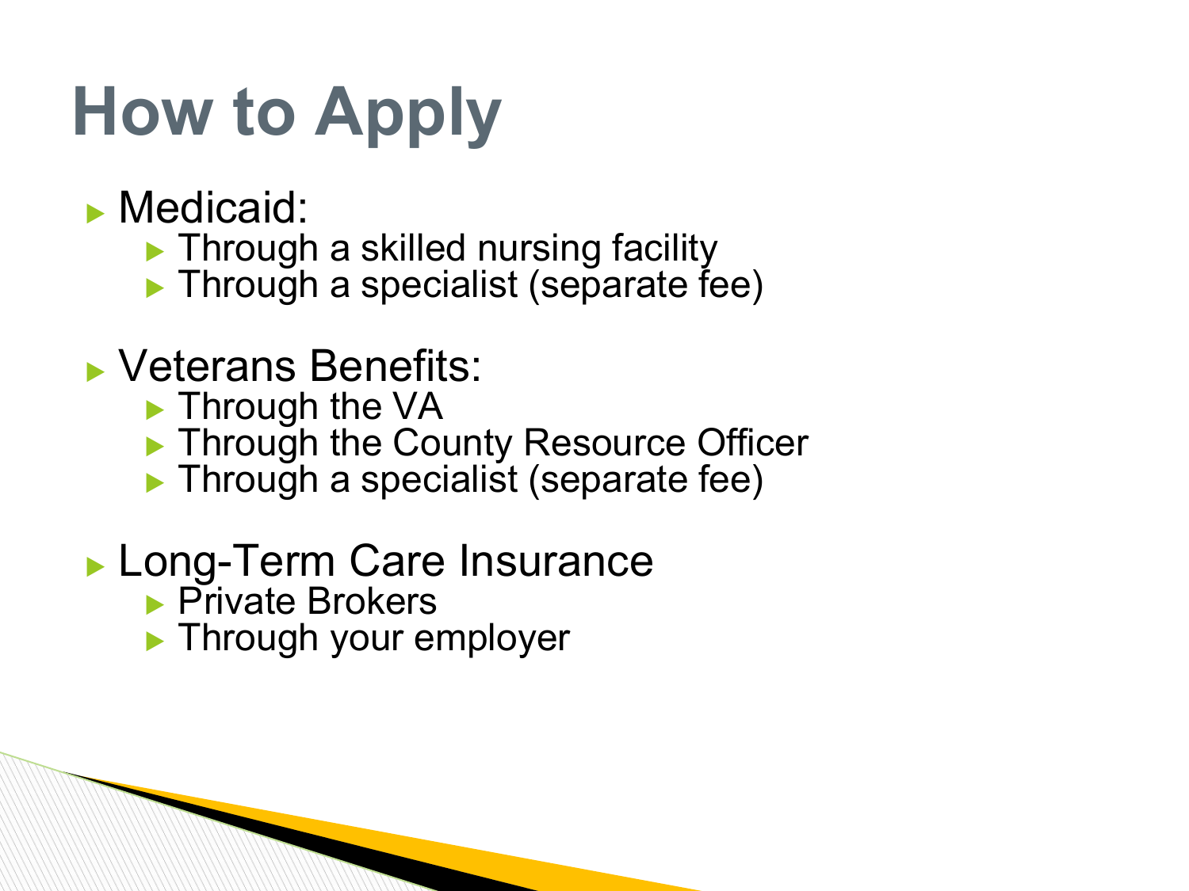# How to Apply

- Medicaid:
  - Through a skilled nursing facility
  - Through a specialist (separate fee)
- Veterans Benefits:
  - Through the VA
  - Through the County Resource Officer
  - Through a specialist (separate fee)
- Long-Term Care Insurance
  - Private Brokers
  - Through your employer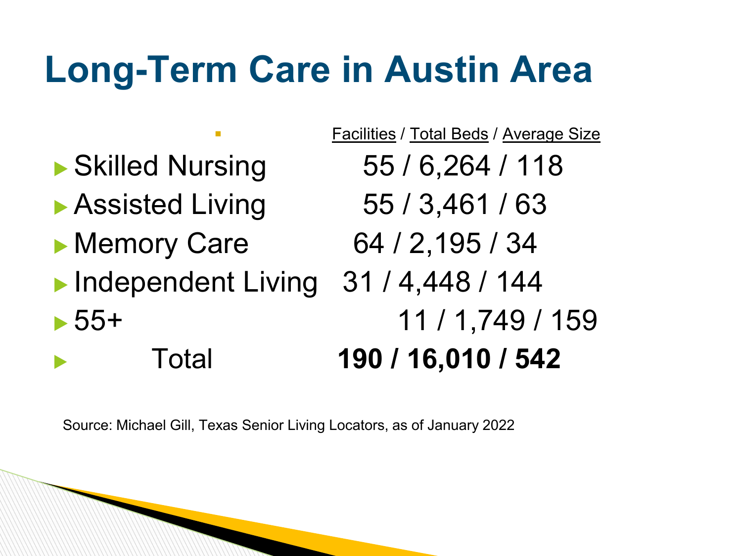# Long-Term Care in Austin Area

| | Facilities / Total Beds / Average Size |
|---|---|
| Skilled Nursing | 55 / 6,264 / 118 |
| Assisted Living | 55 / 3,461 / 63 |
| Memory Care | 64 / 2,195 / 34 |
| Independent Living | 31 / 4,448 / 144 |
| 55+ | 11 / 1,749 / 159 |
| Total | **190 / 16,010 / 542** |

Source: Michael Gill, Texas Senior Living Locators, as of January 2022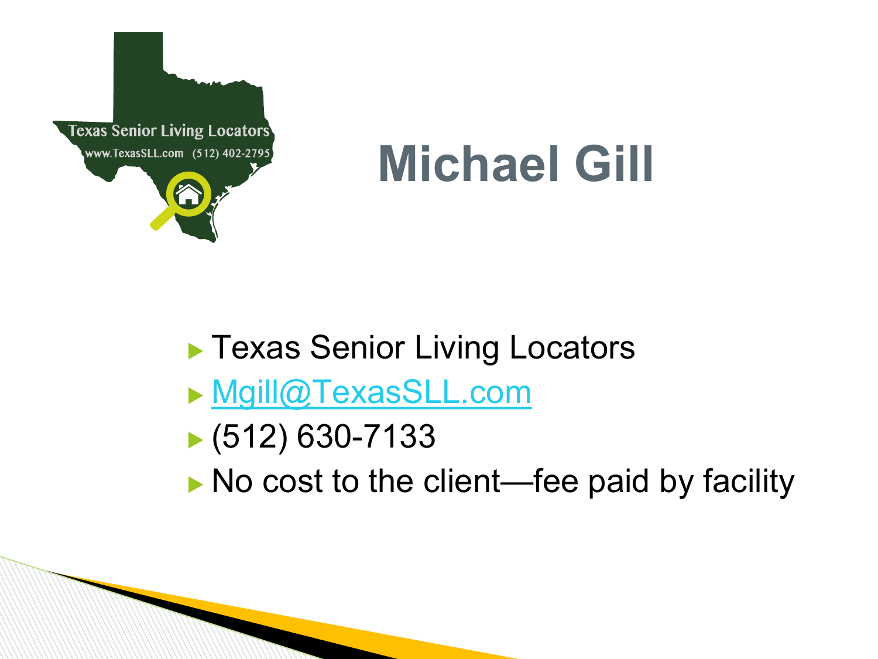Texas Senior Living Locators
www.TexasSLL.com (512) 402-2795

# Michael Gill

- Texas Senior Living Locators
- Mgill@TexasSLL.com
- (512) 630-7133
- No cost to the client—fee paid by facility